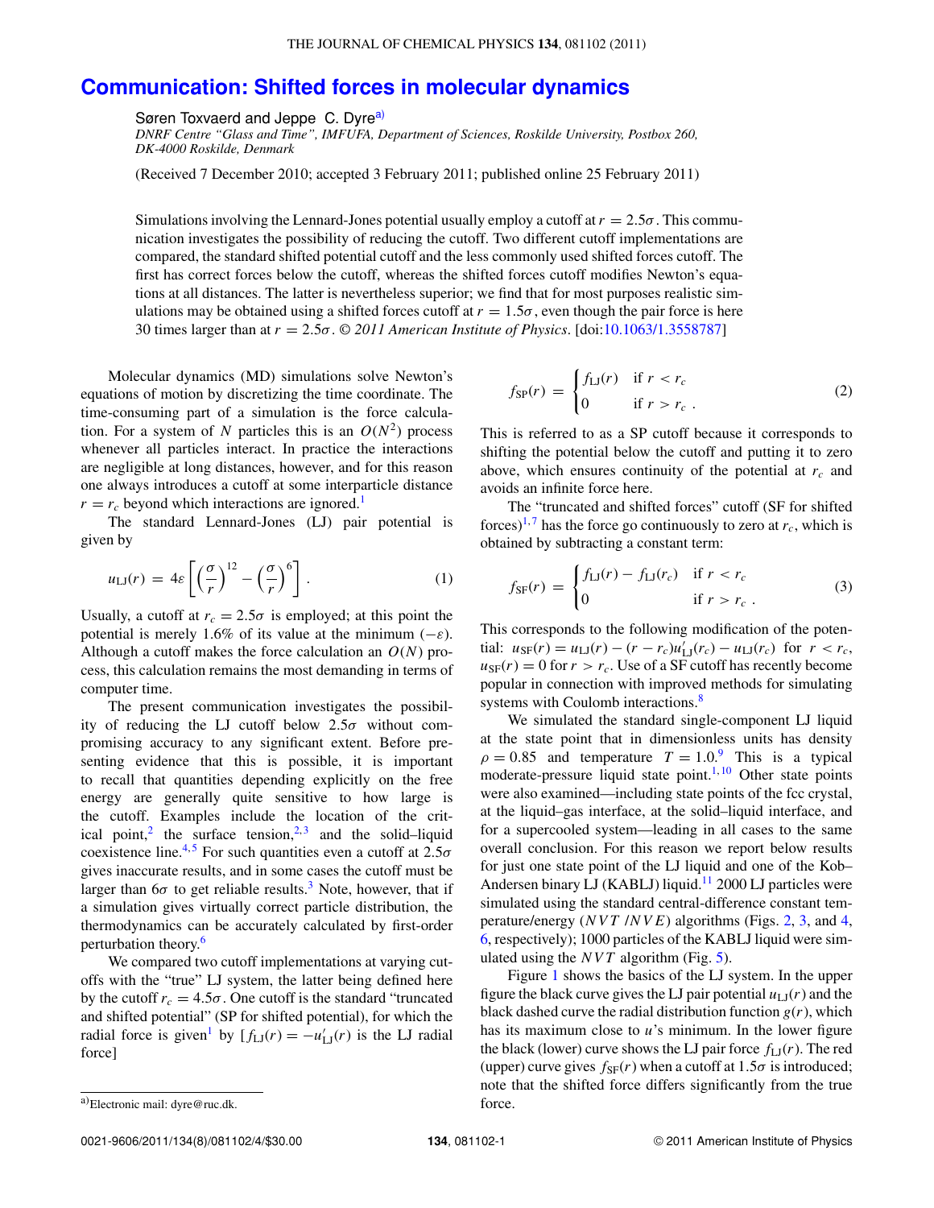# Communication: Shifted forces in molecular dynamics

Søren Toxvaerd and Jeppe C. Dyre[a]

*DNRF Centre "Glass and Time", IMFUFA, Department of Sciences, Roskilde University, Postbox 260, DK-4000 Roskilde, Denmark*

(Received 7 December 2010; accepted 3 February 2011; published online 25 February 2011)

Simulations involving the Lennard-Jones potential usually employ a cutoff at $r = 2.5\sigma$. This communication investigates the possibility of reducing the cutoff. Two different cutoff implementations are compared, the standard shifted potential cutoff and the less commonly used shifted forces cutoff. The first has correct forces below the cutoff, whereas the shifted forces cutoff modifies Newton's equations at all distances. The latter is nevertheless superior; we find that for most purposes realistic simulations may be obtained using a shifted forces cutoff at $r = 1.5\sigma$, even though the pair force is here 30 times larger than at $r = 2.5\sigma$. *© 2011 American Institute of Physics*. [doi:10.1063/1.3558787]

Molecular dynamics (MD) simulations solve Newton's equations of motion by discretizing the time coordinate. The time-consuming part of a simulation is the force calculation. For a system of $N$ particles this is an $O(N^2)$ process whenever all particles interact. In practice the interactions are negligible at long distances, however, and for this reason one always introduces a cutoff at some interparticle distance $r = r_c$ beyond which interactions are ignored.[1]

The standard Lennard-Jones (LJ) pair potential is given by

$$u_{\mathrm{LJ}}(r) = 4\varepsilon\left[\left(\frac{\sigma}{r}\right)^{12} - \left(\frac{\sigma}{r}\right)^{6}\right]. \tag{1}$$

Usually, a cutoff at $r_c = 2.5\sigma$ is employed; at this point the potential is merely 1.6% of its value at the minimum $(-\varepsilon)$. Although a cutoff makes the force calculation an $O(N)$ process, this calculation remains the most demanding in terms of computer time.

The present communication investigates the possibility of reducing the LJ cutoff below $2.5\sigma$ without compromising accuracy to any significant extent. Before presenting evidence that this is possible, it is important to recall that quantities depending explicitly on the free energy are generally quite sensitive to how large is the cutoff. Examples include the location of the critical point,[2] the surface tension,[2,3] and the solid–liquid coexistence line.[4,5] For such quantities even a cutoff at $2.5\sigma$ gives inaccurate results, and in some cases the cutoff must be larger than $6\sigma$ to get reliable results.[3] Note, however, that if a simulation gives virtually correct particle distribution, the thermodynamics can be accurately calculated by first-order perturbation theory.[6]

We compared two cutoff implementations at varying cutoffs with the "true" LJ system, the latter being defined here by the cutoff $r_c = 4.5\sigma$. One cutoff is the standard "truncated and shifted potential" (SP for shifted potential), for which the radial force is given[1] by [$f_{\mathrm{LJ}}(r) = -u'_{\mathrm{LJ}}(r)$ is the LJ radial force]

$$f_{\mathrm{SP}}(r) = \begin{cases} f_{\mathrm{LJ}}(r) & \text{if } r < r_c \\ 0 & \text{if } r > r_c\ . \end{cases} \tag{2}$$

This is referred to as a SP cutoff because it corresponds to shifting the potential below the cutoff and putting it to zero above, which ensures continuity of the potential at $r_c$ and avoids an infinite force here.

The "truncated and shifted forces" cutoff (SF for shifted forces)[1,7] has the force go continuously to zero at $r_c$, which is obtained by subtracting a constant term:

$$f_{\mathrm{SF}}(r) = \begin{cases} f_{\mathrm{LJ}}(r) - f_{\mathrm{LJ}}(r_c) & \text{if } r < r_c \\ 0 & \text{if } r > r_c\ . \end{cases} \tag{3}$$

This corresponds to the following modification of the potential: $u_{\mathrm{SF}}(r) = u_{\mathrm{LJ}}(r) - (r - r_c)u'_{\mathrm{LJ}}(r_c) - u_{\mathrm{LJ}}(r_c)$ for $r < r_c$, $u_{\mathrm{SF}}(r) = 0$ for $r > r_c$. Use of a SF cutoff has recently become popular in connection with improved methods for simulating systems with Coulomb interactions.[8]

We simulated the standard single-component LJ liquid at the state point that in dimensionless units has density $\rho = 0.85$ and temperature $T = 1.0$.[9] This is a typical moderate-pressure liquid state point.[1,10] Other state points were also examined—including state points of the fcc crystal, at the liquid–gas interface, at the solid–liquid interface, and for a supercooled system—leading in all cases to the same overall conclusion. For this reason we report below results for just one state point of the LJ liquid and one of the Kob–Andersen binary LJ (KABLJ) liquid.[11] 2000 LJ particles were simulated using the standard central-difference constant temperature/energy ($NVT$/$NVE$) algorithms (Figs. 2, 3, and 4, 6, respectively); 1000 particles of the KABLJ liquid were simulated using the $NVT$ algorithm (Fig. 5).

Figure 1 shows the basics of the LJ system. In the upper figure the black curve gives the LJ pair potential $u_{\mathrm{LJ}}(r)$ and the black dashed curve the radial distribution function $g(r)$, which has its maximum close to $u$'s minimum. In the lower figure the black (lower) curve shows the LJ pair force $f_{\mathrm{LJ}}(r)$. The red (upper) curve gives $f_{\mathrm{SF}}(r)$ when a cutoff at $1.5\sigma$ is introduced; note that the shifted force differs significantly from the true force.

[a]Electronic mail: dyre@ruc.dk.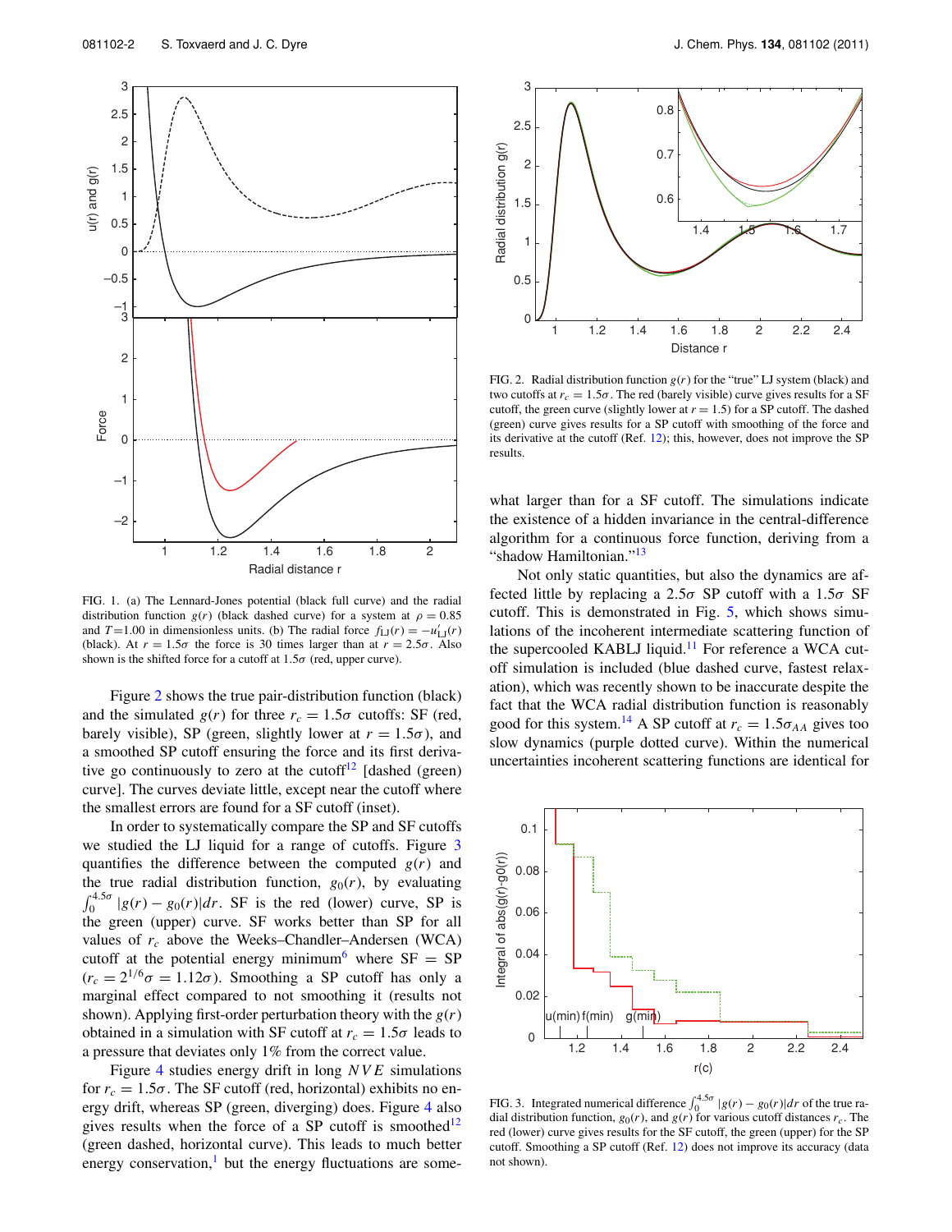FIG. 1. (a) The Lennard-Jones potential (black full curve) and the radial distribution function $g(r)$ (black dashed curve) for a system at $\rho = 0.85$ and $T$=1.00 in dimensionless units. (b) The radial force $f_{\rm LJ}(r) = -u'_{\rm LJ}(r)$ (black). At $r = 1.5\sigma$ the force is 30 times larger than at $r = 2.5\sigma$. Also shown is the shifted force for a cutoff at $1.5\sigma$ (red, upper curve).

Figure 2 shows the true pair-distribution function (black) and the simulated $g(r)$ for three $r_c = 1.5\sigma$ cutoffs: SF (red, barely visible), SP (green, slightly lower at $r = 1.5\sigma$), and a smoothed SP cutoff ensuring the force and its first derivative go continuously to zero at the cutoff[12] [dashed (green) curve]. The curves deviate little, except near the cutoff where the smallest errors are found for a SF cutoff (inset).

In order to systematically compare the SP and SF cutoffs we studied the LJ liquid for a range of cutoffs. Figure 3 quantifies the difference between the computed $g(r)$ and the true radial distribution function, $g_0(r)$, by evaluating $\int_0^{4.5\sigma} |g(r) - g_0(r)| dr$. SF is the red (lower) curve, SP is the green (upper) curve. SF works better than SP for all values of $r_c$ above the Weeks–Chandler–Andersen (WCA) cutoff at the potential energy minimum[6] where SF = SP ($r_c = 2^{1/6}\sigma = 1.12\sigma$). Smoothing a SP cutoff has only a marginal effect compared to not smoothing it (results not shown). Applying first-order perturbation theory with the $g(r)$ obtained in a simulation with SF cutoff at $r_c = 1.5\sigma$ leads to a pressure that deviates only 1% from the correct value.

Figure 4 studies energy drift in long $NVE$ simulations for $r_c = 1.5\sigma$. The SF cutoff (red, horizontal) exhibits no energy drift, whereas SP (green, diverging) does. Figure 4 also gives results when the force of a SP cutoff is smoothed[12] (green dashed, horizontal curve). This leads to much better energy conservation,[1] but the energy fluctuations are somewhat larger than for a SF cutoff. The simulations indicate the existence of a hidden invariance in the central-difference algorithm for a continuous force function, deriving from a "shadow Hamiltonian."[13]

FIG. 2. Radial distribution function $g(r)$ for the "true" LJ system (black) and two cutoffs at $r_c = 1.5\sigma$. The red (barely visible) curve gives results for a SF cutoff, the green curve (slightly lower at $r = 1.5$) for a SP cutoff. The dashed (green) curve gives results for a SP cutoff with smoothing of the force and its derivative at the cutoff (Ref. 12); this, however, does not improve the SP results.

Not only static quantities, but also the dynamics are affected little by replacing a $2.5\sigma$ SP cutoff with a $1.5\sigma$ SF cutoff. This is demonstrated in Fig. 5, which shows simulations of the incoherent intermediate scattering function of the supercooled KABLJ liquid.[11] For reference a WCA cutoff simulation is included (blue dashed curve, fastest relaxation), which was recently shown to be inaccurate despite the fact that the WCA radial distribution function is reasonably good for this system.[14] A SP cutoff at $r_c = 1.5\sigma_{AA}$ gives too slow dynamics (purple dotted curve). Within the numerical uncertainties incoherent scattering functions are identical for

FIG. 3. Integrated numerical difference $\int_0^{4.5\sigma} |g(r) - g_0(r)| dr$ of the true radial distribution function, $g_0(r)$, and $g(r)$ for various cutoff distances $r_c$. The red (lower) curve gives results for the SF cutoff, the green (upper) for the SP cutoff. Smoothing a SP cutoff (Ref. 12) does not improve its accuracy (data not shown).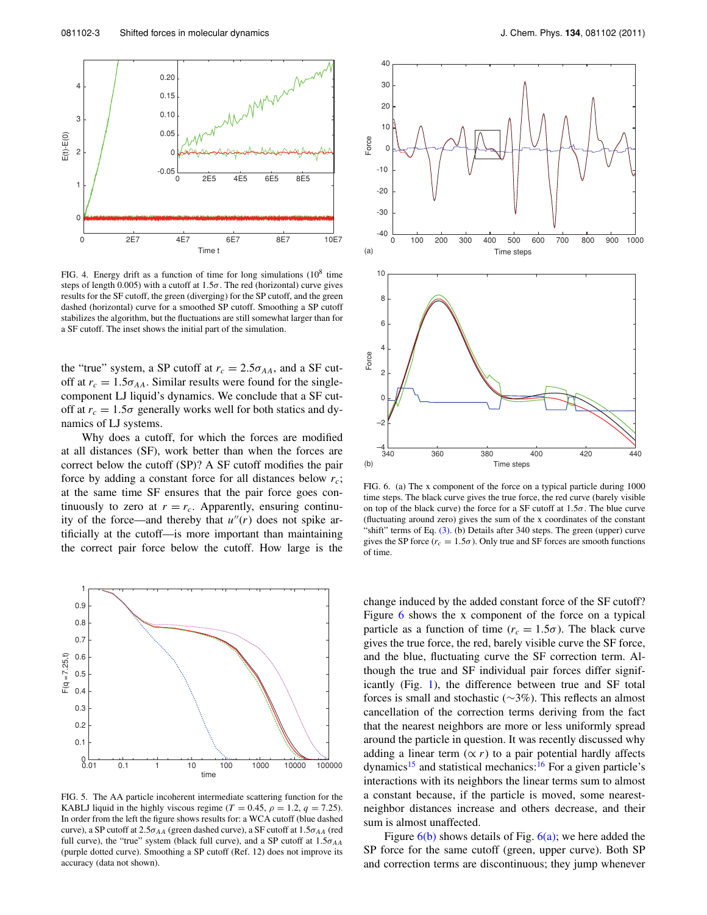FIG. 4. Energy drift as a function of time for long simulations ($10^8$ time steps of length 0.005) with a cutoff at $1.5\sigma$. The red (horizontal) curve gives results for the SF cutoff, the green (diverging) for the SP cutoff, and the green dashed (horizontal) curve for a smoothed SP cutoff. Smoothing a SP cutoff stabilizes the algorithm, but the fluctuations are still somewhat larger than for a SF cutoff. The inset shows the initial part of the simulation.

the "true" system, a SP cutoff at $r_c = 2.5\sigma_{AA}$, and a SF cutoff at $r_c = 1.5\sigma_{AA}$. Similar results were found for the single-component LJ liquid's dynamics. We conclude that a SF cutoff at $r_c = 1.5\sigma$ generally works well for both statics and dynamics of LJ systems.

Why does a cutoff, for which the forces are modified at all distances (SF), work better than when the forces are correct below the cutoff (SP)? A SF cutoff modifies the pair force by adding a constant force for all distances below $r_c$; at the same time SF ensures that the pair force goes continuously to zero at $r = r_c$. Apparently, ensuring continuity of the force—and thereby that $u''(r)$ does not spike artificially at the cutoff—is more important than maintaining the correct pair force below the cutoff. How large is the change induced by the added constant force of the SF cutoff? Figure 6 shows the x component of the force on a typical particle as a function of time ($r_c = 1.5\sigma$). The black curve gives the true force, the red, barely visible curve the SF force, and the blue, fluctuating curve the SF correction term. Although the true and SF individual pair forces differ significantly (Fig. 1), the difference between true and SF total forces is small and stochastic ($\sim$3%). This reflects an almost cancellation of the correction terms deriving from the fact that the nearest neighbors are more or less uniformly spread around the particle in question. It was recently discussed why adding a linear term ($\propto r$) to a pair potential hardly affects dynamics[15] and statistical mechanics:[16] For a given particle's interactions with its neighbors the linear terms sum to almost a constant because, if the particle is moved, some nearest-neighbor distances increase and others decrease, and their sum is almost unaffected.

Figure 6(b) shows details of Fig. 6(a); we here added the SP force for the same cutoff (green, upper curve). Both SP and correction terms are discontinuous; they jump whenever

FIG. 5. The AA particle incoherent intermediate scattering function for the KABLJ liquid in the highly viscous regime ($T = 0.45$, $\rho = 1.2$, $q = 7.25$). In order from the left the figure shows results for: a WCA cutoff (blue dashed curve), a SP cutoff at $2.5\sigma_{AA}$ (green dashed curve), a SF cutoff at $1.5\sigma_{AA}$ (red full curve), the "true" system (black full curve), and a SP cutoff at $1.5\sigma_{AA}$ (purple dotted curve). Smoothing a SP cutoff (Ref. 12) does not improve its accuracy (data not shown).

FIG. 6. (a) The x component of the force on a typical particle during 1000 time steps. The black curve gives the true force, the red curve (barely visible on top of the black curve) the force for a SF cutoff at $1.5\sigma$. The blue curve (fluctuating around zero) gives the sum of the x coordinates of the constant "shift" terms of Eq. (3). (b) Details after 340 steps. The green (upper) curve gives the SP force ($r_c = 1.5\sigma$). Only true and SF forces are smooth functions of time.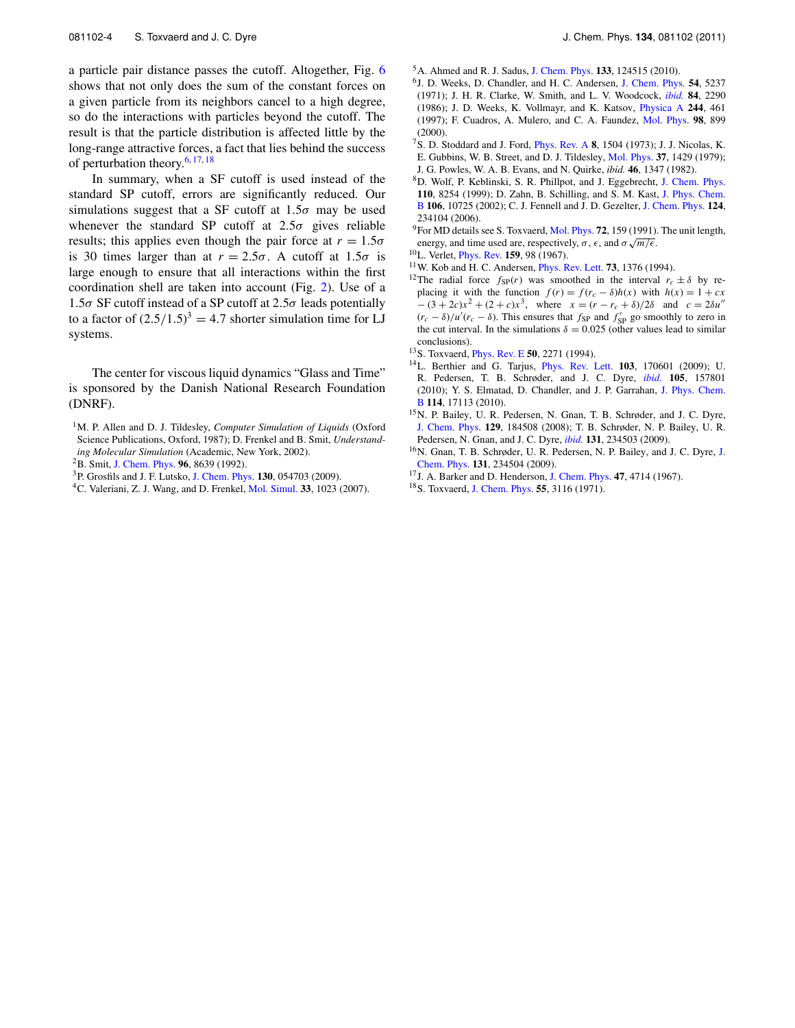a particle pair distance passes the cutoff. Altogether, Fig. 6 shows that not only does the sum of the constant forces on a given particle from its neighbors cancel to a high degree, so do the interactions with particles beyond the cutoff. The result is that the particle distribution is affected little by the long-range attractive forces, a fact that lies behind the success of perturbation theory.[6,17,18]

In summary, when a SF cutoff is used instead of the standard SP cutoff, errors are significantly reduced. Our simulations suggest that a SF cutoff at $1.5\sigma$ may be used whenever the standard SP cutoff at $2.5\sigma$ gives reliable results; this applies even though the pair force at $r = 1.5\sigma$ is 30 times larger than at $r = 2.5\sigma$. A cutoff at $1.5\sigma$ is large enough to ensure that all interactions within the first coordination shell are taken into account (Fig. 2). Use of a $1.5\sigma$ SF cutoff instead of a SP cutoff at $2.5\sigma$ leads potentially to a factor of $(2.5/1.5)^3 = 4.7$ shorter simulation time for LJ systems.

The center for viscous liquid dynamics "Glass and Time" is sponsored by the Danish National Research Foundation (DNRF).

[1] M. P. Allen and D. J. Tildesley, *Computer Simulation of Liquids* (Oxford Science Publications, Oxford, 1987); D. Frenkel and B. Smit, *Understanding Molecular Simulation* (Academic, New York, 2002).

[2] B. Smit, J. Chem. Phys. **96**, 8639 (1992).

[3] P. Grosfils and J. F. Lutsko, J. Chem. Phys. **130**, 054703 (2009).

[4] C. Valeriani, Z. J. Wang, and D. Frenkel, Mol. Simul. **33**, 1023 (2007).

[5] A. Ahmed and R. J. Sadus, J. Chem. Phys. **133**, 124515 (2010).

[6] J. D. Weeks, D. Chandler, and H. C. Andersen, J. Chem. Phys. **54**, 5237 (1971); J. H. R. Clarke, W. Smith, and L. V. Woodcock, *ibid.* **84**, 2290 (1986); J. D. Weeks, K. Vollmayr, and K. Katsov, Physica A **244**, 461 (1997); F. Cuadros, A. Mulero, and C. A. Faundez, Mol. Phys. **98**, 899 (2000).

[7] S. D. Stoddard and J. Ford, Phys. Rev. A **8**, 1504 (1973); J. J. Nicolas, K. E. Gubbins, W. B. Street, and D. J. Tildesley, Mol. Phys. **37**, 1429 (1979); J. G. Powles, W. A. B. Evans, and N. Quirke, *ibid.* **46**, 1347 (1982).

[8] D. Wolf, P. Keblinski, S. R. Phillpot, and J. Eggebrecht, J. Chem. Phys. **110**, 8254 (1999); D. Zahn, B. Schilling, and S. M. Kast, J. Phys. Chem. B **106**, 10725 (2002); C. J. Fennell and J. D. Gezelter, J. Chem. Phys. **124**, 234104 (2006).

[9] For MD details see S. Toxvaerd, Mol. Phys. **72**, 159 (1991). The unit length, energy, and time used are, respectively, $\sigma$, $\epsilon$, and $\sigma\sqrt{m/\epsilon}$.

[10] L. Verlet, Phys. Rev. **159**, 98 (1967).

[11] W. Kob and H. C. Andersen, Phys. Rev. Lett. **73**, 1376 (1994).

[12] The radial force $f_{\rm SP}(r)$ was smoothed in the interval $r_c \pm \delta$ by replacing it with the function $f(r) = f(r_c - \delta)h(x)$ with $h(x) = 1 + cx - (3 + 2c)x^2 + (2 + c)x^3$, where $x = (r - r_c + \delta)/2\delta$ and $c = 2\delta u''(r_c - \delta)/u'(r_c - \delta)$. This ensures that $f_{\rm SP}$ and $f'_{\rm SP}$ go smoothly to zero in the cut interval. In the simulations $\delta = 0.025$ (other values lead to similar conclusions).

[13] S. Toxvaerd, Phys. Rev. E **50**, 2271 (1994).

[14] L. Berthier and G. Tarjus, Phys. Rev. Lett. **103**, 170601 (2009); U. R. Pedersen, T. B. Schrøder, and J. C. Dyre, *ibid.* **105**, 157801 (2010); Y. S. Elmatad, D. Chandler, and J. P. Garrahan, J. Phys. Chem. B **114**, 17113 (2010).

[15] N. P. Bailey, U. R. Pedersen, N. Gnan, T. B. Schrøder, and J. C. Dyre, J. Chem. Phys. **129**, 184508 (2008); T. B. Schrøder, N. P. Bailey, U. R. Pedersen, N. Gnan, and J. C. Dyre, *ibid.* **131**, 234503 (2009).

[16] N. Gnan, T. B. Schrøder, U. R. Pedersen, N. P. Bailey, and J. C. Dyre, J. Chem. Phys. **131**, 234504 (2009).

[17] J. A. Barker and D. Henderson, J. Chem. Phys. **47**, 4714 (1967).

[18] S. Toxvaerd, J. Chem. Phys. **55**, 3116 (1971).